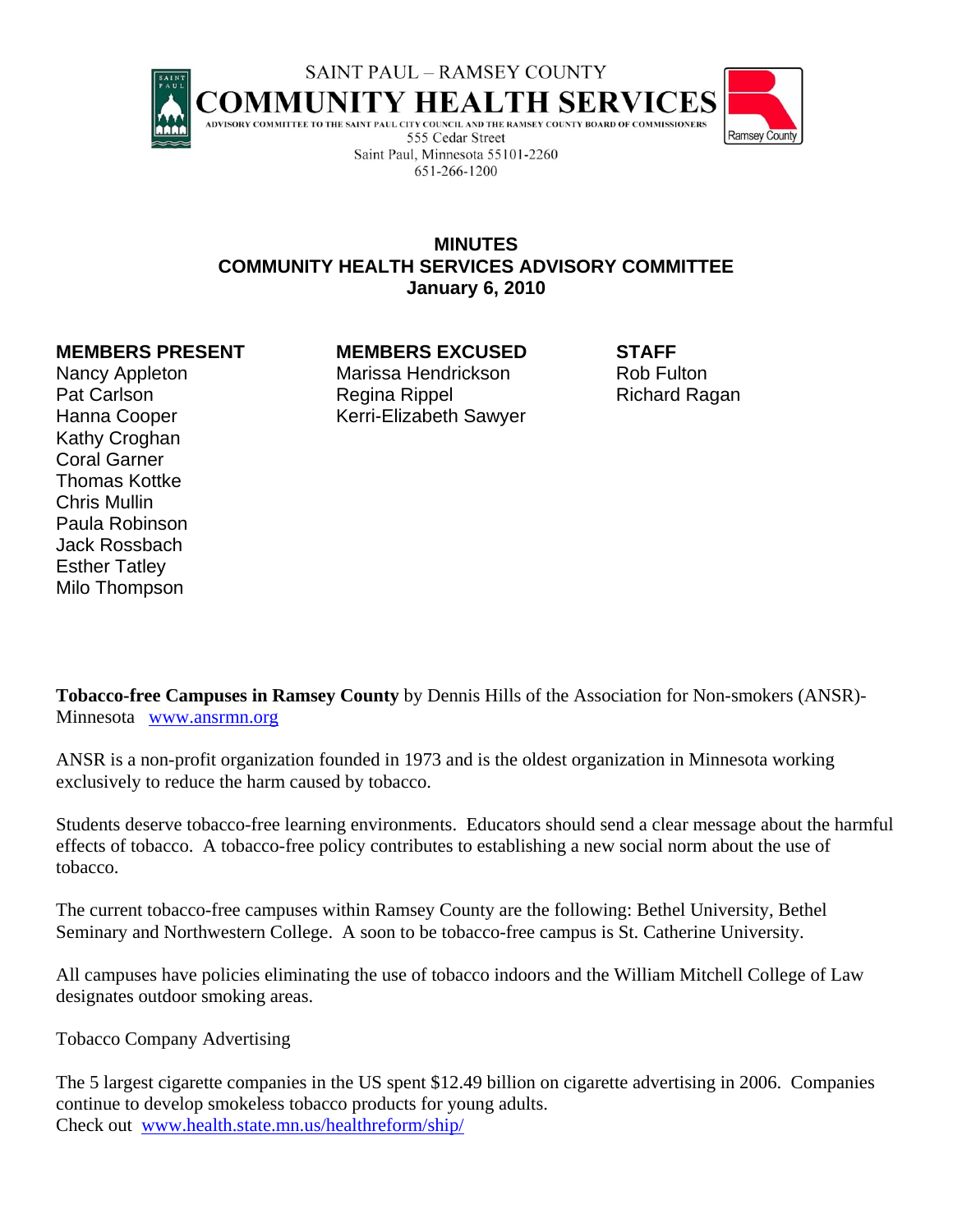SAINT PAUL – RAMSEY COUNTY

**COMMUNITY HEALTH SERVICES**

ADVISORY COMMITTEE TO THE SAINT PAUL CITY COUNCIL AND THE RAMSEY COUNTY BOARD OF COMMISSIONERS

555 Cedar Street
Saint Paul, Minnesota 55101-2260
651-266-1200

Ramsey County

# MINUTES
# COMMUNITY HEALTH SERVICES ADVISORY COMMITTEE
# January 6, 2010

**MEMBERS PRESENT**

Nancy Appleton
Pat Carlson
Hanna Cooper
Kathy Croghan
Coral Garner
Thomas Kottke
Chris Mullin
Paula Robinson
Jack Rossbach
Esther Tatley
Milo Thompson

**MEMBERS EXCUSED**

Marissa Hendrickson
Regina Rippel
Kerri-Elizabeth Sawyer

**STAFF**

Rob Fulton
Richard Ragan

**Tobacco-free Campuses in Ramsey County** by Dennis Hills of the Association for Non-smokers (ANSR)-Minnesota www.ansrmn.org

ANSR is a non-profit organization founded in 1973 and is the oldest organization in Minnesota working exclusively to reduce the harm caused by tobacco.

Students deserve tobacco-free learning environments. Educators should send a clear message about the harmful effects of tobacco. A tobacco-free policy contributes to establishing a new social norm about the use of tobacco.

The current tobacco-free campuses within Ramsey County are the following: Bethel University, Bethel Seminary and Northwestern College. A soon to be tobacco-free campus is St. Catherine University.

All campuses have policies eliminating the use of tobacco indoors and the William Mitchell College of Law designates outdoor smoking areas.

Tobacco Company Advertising

The 5 largest cigarette companies in the US spent $12.49 billion on cigarette advertising in 2006. Companies continue to develop smokeless tobacco products for young adults.
Check out www.health.state.mn.us/healthreform/ship/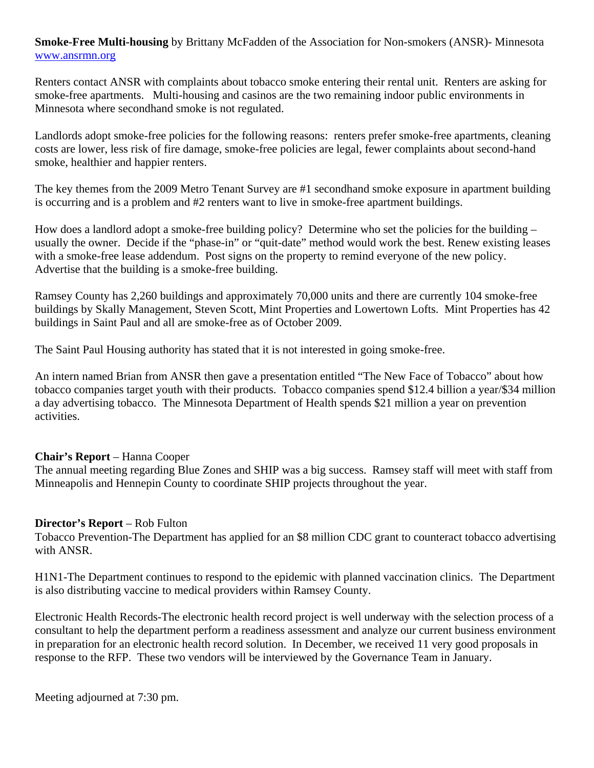**Smoke-Free Multi-housing** by Brittany McFadden of the Association for Non-smokers (ANSR)- Minnesota www.ansrmn.org

Renters contact ANSR with complaints about tobacco smoke entering their rental unit. Renters are asking for smoke-free apartments. Multi-housing and casinos are the two remaining indoor public environments in Minnesota where secondhand smoke is not regulated.

Landlords adopt smoke-free policies for the following reasons: renters prefer smoke-free apartments, cleaning costs are lower, less risk of fire damage, smoke-free policies are legal, fewer complaints about second-hand smoke, healthier and happier renters.

The key themes from the 2009 Metro Tenant Survey are #1 secondhand smoke exposure in apartment building is occurring and is a problem and #2 renters want to live in smoke-free apartment buildings.

How does a landlord adopt a smoke-free building policy? Determine who set the policies for the building – usually the owner. Decide if the "phase-in" or "quit-date" method would work the best. Renew existing leases with a smoke-free lease addendum. Post signs on the property to remind everyone of the new policy. Advertise that the building is a smoke-free building.

Ramsey County has 2,260 buildings and approximately 70,000 units and there are currently 104 smoke-free buildings by Skally Management, Steven Scott, Mint Properties and Lowertown Lofts. Mint Properties has 42 buildings in Saint Paul and all are smoke-free as of October 2009.

The Saint Paul Housing authority has stated that it is not interested in going smoke-free.

An intern named Brian from ANSR then gave a presentation entitled "The New Face of Tobacco" about how tobacco companies target youth with their products. Tobacco companies spend $12.4 billion a year/$34 million a day advertising tobacco. The Minnesota Department of Health spends $21 million a year on prevention activities.

**Chair's Report** – Hanna Cooper
The annual meeting regarding Blue Zones and SHIP was a big success. Ramsey staff will meet with staff from Minneapolis and Hennepin County to coordinate SHIP projects throughout the year.

**Director's Report** – Rob Fulton
Tobacco Prevention-The Department has applied for an $8 million CDC grant to counteract tobacco advertising with ANSR.

H1N1-The Department continues to respond to the epidemic with planned vaccination clinics. The Department is also distributing vaccine to medical providers within Ramsey County.

Electronic Health Records-The electronic health record project is well underway with the selection process of a consultant to help the department perform a readiness assessment and analyze our current business environment in preparation for an electronic health record solution. In December, we received 11 very good proposals in response to the RFP. These two vendors will be interviewed by the Governance Team in January.

Meeting adjourned at 7:30 pm.